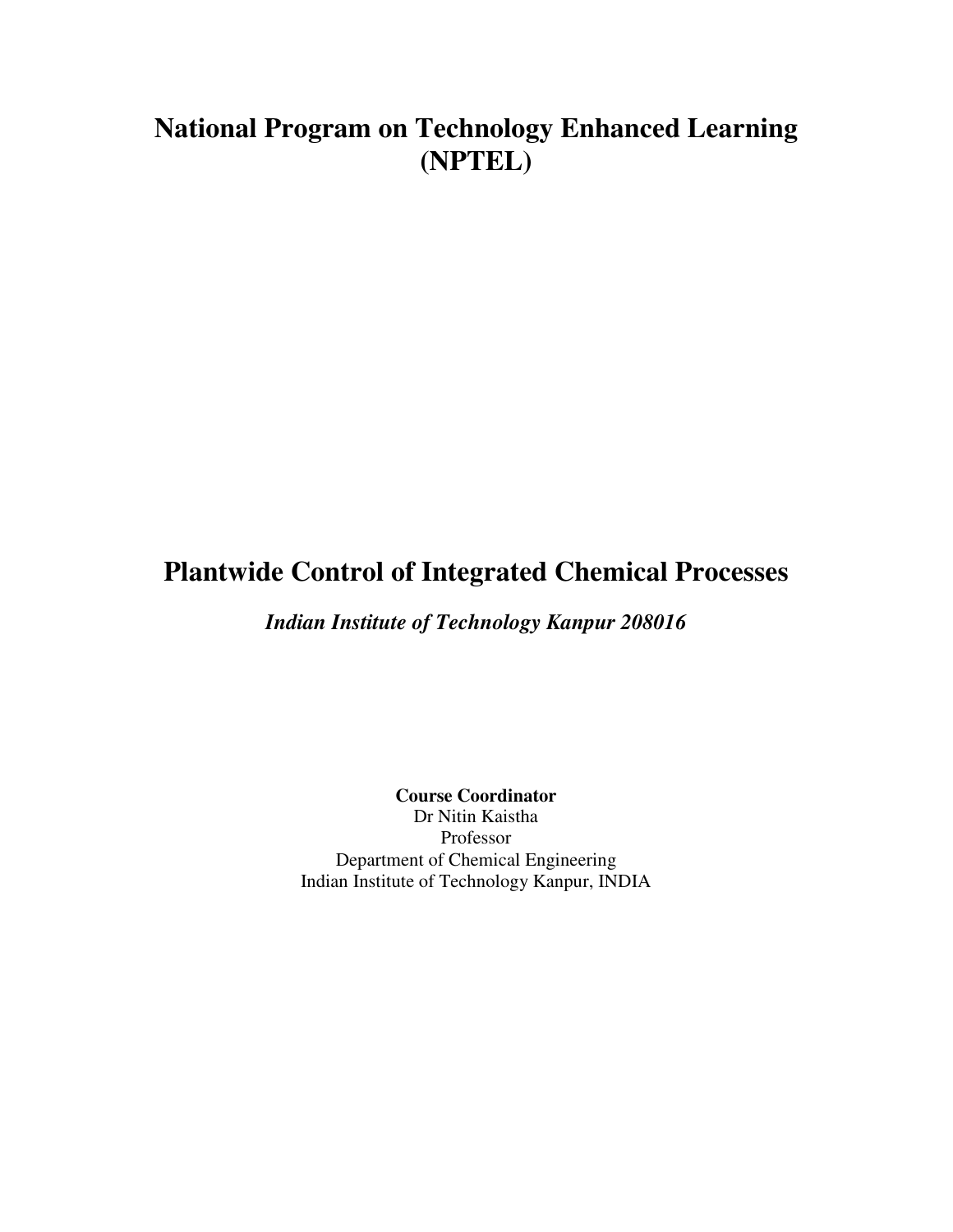# National Program on Technology Enhanced Learning (NPTEL)

# Plantwide Control of Integrated Chemical Processes

***Indian Institute of Technology Kanpur 208016***

**Course Coordinator**
Dr Nitin Kaistha
Professor
Department of Chemical Engineering
Indian Institute of Technology Kanpur, INDIA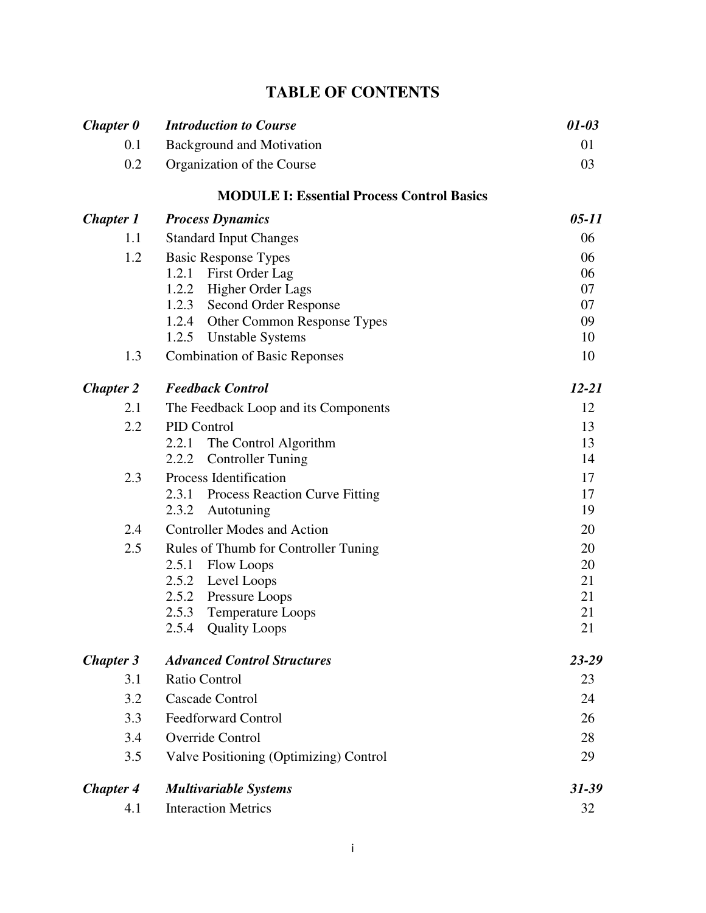# TABLE OF CONTENTS

| | | |
|---|---|---|
| ***Chapter 0*** | ***Introduction to Course*** | ***01-03*** |
| 0.1 | Background and Motivation | 01 |
| 0.2 | Organization of the Course | 03 |

## MODULE I: Essential Process Control Basics

| | | |
|---|---|---|
| ***Chapter 1*** | ***Process Dynamics*** | ***05-11*** |
| 1.1 | Standard Input Changes | 06 |
| 1.2 | Basic Response Types | 06 |
| | 1.2.1 First Order Lag | 06 |
| | 1.2.2 Higher Order Lags | 07 |
| | 1.2.3 Second Order Response | 07 |
| | 1.2.4 Other Common Response Types | 09 |
| | 1.2.5 Unstable Systems | 10 |
| 1.3 | Combination of Basic Reponses | 10 |
| ***Chapter 2*** | ***Feedback Control*** | ***12-21*** |
| 2.1 | The Feedback Loop and its Components | 12 |
| 2.2 | PID Control | 13 |
| | 2.2.1 The Control Algorithm | 13 |
| | 2.2.2 Controller Tuning | 14 |
| 2.3 | Process Identification | 17 |
| | 2.3.1 Process Reaction Curve Fitting | 17 |
| | 2.3.2 Autotuning | 19 |
| 2.4 | Controller Modes and Action | 20 |
| 2.5 | Rules of Thumb for Controller Tuning | 20 |
| | 2.5.1 Flow Loops | 20 |
| | 2.5.2 Level Loops | 21 |
| | 2.5.2 Pressure Loops | 21 |
| | 2.5.3 Temperature Loops | 21 |
| | 2.5.4 Quality Loops | 21 |
| ***Chapter 3*** | ***Advanced Control Structures*** | ***23-29*** |
| 3.1 | Ratio Control | 23 |
| 3.2 | Cascade Control | 24 |
| 3.3 | Feedforward Control | 26 |
| 3.4 | Override Control | 28 |
| 3.5 | Valve Positioning (Optimizing) Control | 29 |
| ***Chapter 4*** | ***Multivariable Systems*** | ***31-39*** |
| 4.1 | Interaction Metrics | 32 |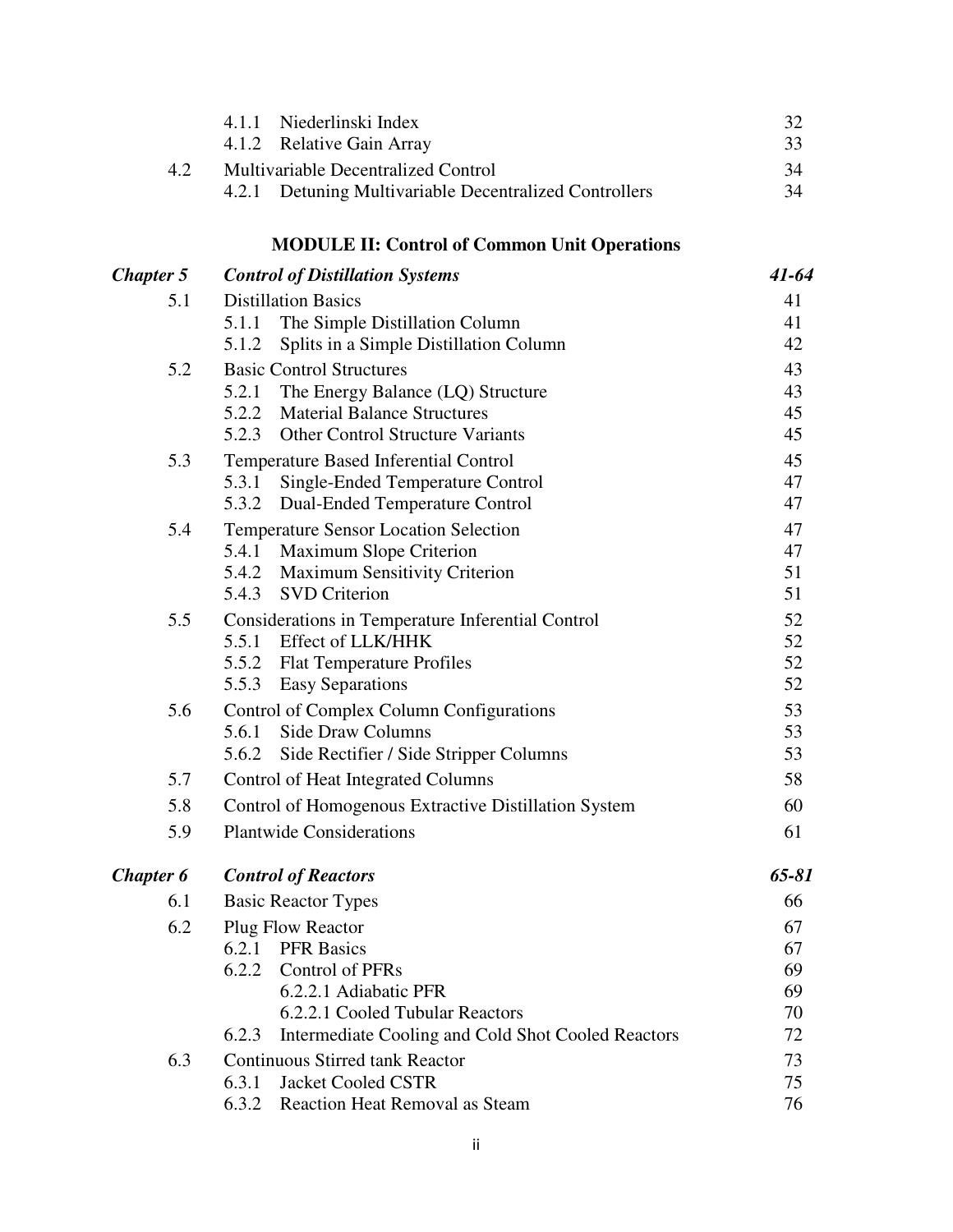| | | |
|---|---|---|
| | 4.1.1 Niederlinski Index | 32 |
| | 4.1.2 Relative Gain Array | 33 |
| 4.2 | Multivariable Decentralized Control | 34 |
| | 4.2.1 Detuning Multivariable Decentralized Controllers | 34 |

## MODULE II: Control of Common Unit Operations

| | | |
|---|---|---|
| ***Chapter 5*** | ***Control of Distillation Systems*** | ***41-64*** |
| 5.1 | Distillation Basics | 41 |
| | 5.1.1 The Simple Distillation Column | 41 |
| | 5.1.2 Splits in a Simple Distillation Column | 42 |
| 5.2 | Basic Control Structures | 43 |
| | 5.2.1 The Energy Balance (LQ) Structure | 43 |
| | 5.2.2 Material Balance Structures | 45 |
| | 5.2.3 Other Control Structure Variants | 45 |
| 5.3 | Temperature Based Inferential Control | 45 |
| | 5.3.1 Single-Ended Temperature Control | 47 |
| | 5.3.2 Dual-Ended Temperature Control | 47 |
| 5.4 | Temperature Sensor Location Selection | 47 |
| | 5.4.1 Maximum Slope Criterion | 47 |
| | 5.4.2 Maximum Sensitivity Criterion | 51 |
| | 5.4.3 SVD Criterion | 51 |
| 5.5 | Considerations in Temperature Inferential Control | 52 |
| | 5.5.1 Effect of LLK/HHK | 52 |
| | 5.5.2 Flat Temperature Profiles | 52 |
| | 5.5.3 Easy Separations | 52 |
| 5.6 | Control of Complex Column Configurations | 53 |
| | 5.6.1 Side Draw Columns | 53 |
| | 5.6.2 Side Rectifier / Side Stripper Columns | 53 |
| 5.7 | Control of Heat Integrated Columns | 58 |
| 5.8 | Control of Homogenous Extractive Distillation System | 60 |
| 5.9 | Plantwide Considerations | 61 |
| ***Chapter 6*** | ***Control of Reactors*** | ***65-81*** |
| 6.1 | Basic Reactor Types | 66 |
| 6.2 | Plug Flow Reactor | 67 |
| | 6.2.1 PFR Basics | 67 |
| | 6.2.2 Control of PFRs | 69 |
| | 6.2.2.1 Adiabatic PFR | 69 |
| | 6.2.2.1 Cooled Tubular Reactors | 70 |
| | 6.2.3 Intermediate Cooling and Cold Shot Cooled Reactors | 72 |
| 6.3 | Continuous Stirred tank Reactor | 73 |
| | 6.3.1 Jacket Cooled CSTR | 75 |
| | 6.3.2 Reaction Heat Removal as Steam | 76 |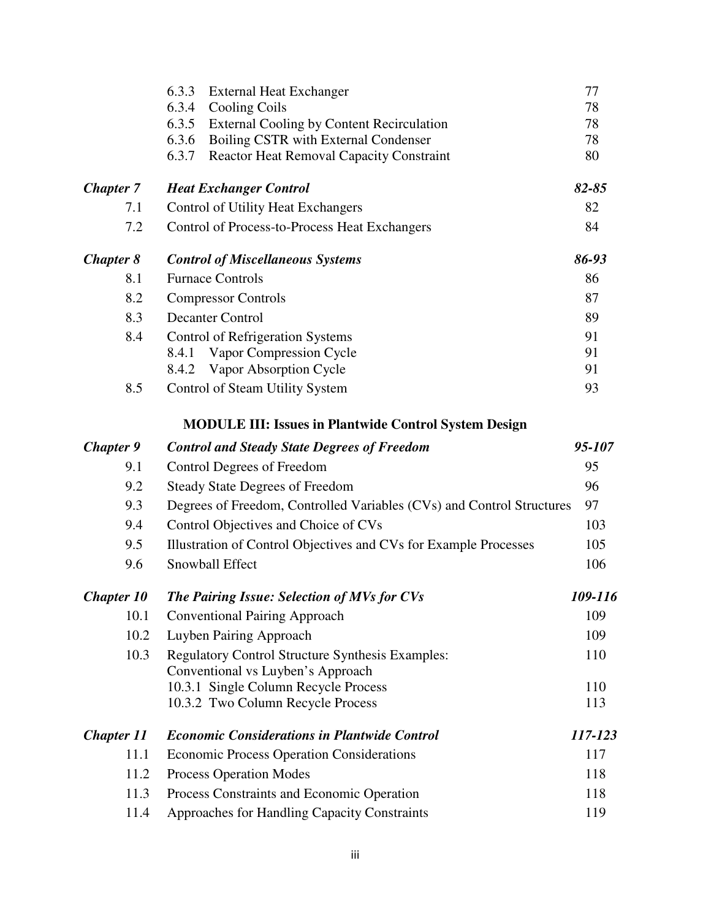| | | |
|---|---|---|
| | 6.3.3 External Heat Exchanger | 77 |
| | 6.3.4 Cooling Coils | 78 |
| | 6.3.5 External Cooling by Content Recirculation | 78 |
| | 6.3.6 Boiling CSTR with External Condenser | 78 |
| | 6.3.7 Reactor Heat Removal Capacity Constraint | 80 |
| ***Chapter 7*** | ***Heat Exchanger Control*** | ***82-85*** |
| 7.1 | Control of Utility Heat Exchangers | 82 |
| 7.2 | Control of Process-to-Process Heat Exchangers | 84 |
| ***Chapter 8*** | ***Control of Miscellaneous Systems*** | ***86-93*** |
| 8.1 | Furnace Controls | 86 |
| 8.2 | Compressor Controls | 87 |
| 8.3 | Decanter Control | 89 |
| 8.4 | Control of Refrigeration Systems | 91 |
| | 8.4.1 Vapor Compression Cycle | 91 |
| | 8.4.2 Vapor Absorption Cycle | 91 |
| 8.5 | Control of Steam Utility System | 93 |

**MODULE III: Issues in Plantwide Control System Design**

| | | |
|---|---|---|
| ***Chapter 9*** | ***Control and Steady State Degrees of Freedom*** | ***95-107*** |
| 9.1 | Control Degrees of Freedom | 95 |
| 9.2 | Steady State Degrees of Freedom | 96 |
| 9.3 | Degrees of Freedom, Controlled Variables (CVs) and Control Structures | 97 |
| 9.4 | Control Objectives and Choice of CVs | 103 |
| 9.5 | Illustration of Control Objectives and CVs for Example Processes | 105 |
| 9.6 | Snowball Effect | 106 |
| ***Chapter 10*** | ***The Pairing Issue: Selection of MVs for CVs*** | ***109-116*** |
| 10.1 | Conventional Pairing Approach | 109 |
| 10.2 | Luyben Pairing Approach | 109 |
| 10.3 | Regulatory Control Structure Synthesis Examples: Conventional vs Luyben's Approach | 110 |
| | 10.3.1 Single Column Recycle Process | 110 |
| | 10.3.2 Two Column Recycle Process | 113 |
| ***Chapter 11*** | ***Economic Considerations in Plantwide Control*** | ***117-123*** |
| 11.1 | Economic Process Operation Considerations | 117 |
| 11.2 | Process Operation Modes | 118 |
| 11.3 | Process Constraints and Economic Operation | 118 |
| 11.4 | Approaches for Handling Capacity Constraints | 119 |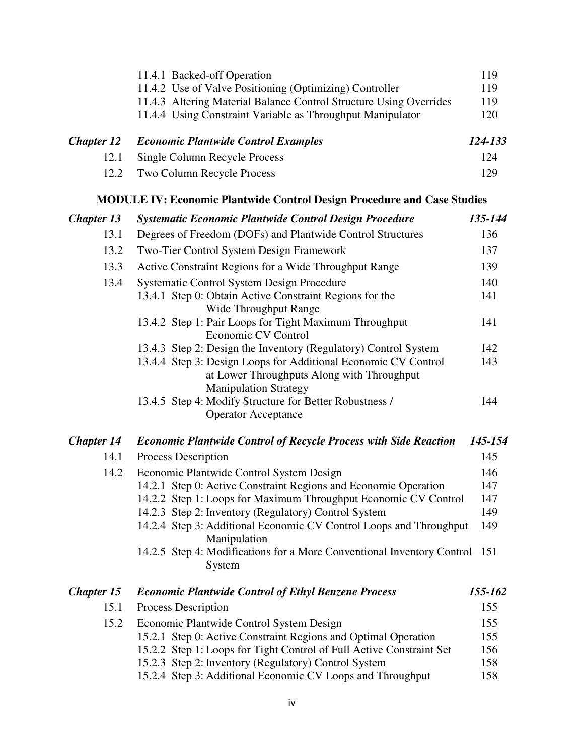| | | |
|---|---|---|
| | 11.4.1 Backed-off Operation | 119 |
| | 11.4.2 Use of Valve Positioning (Optimizing) Controller | 119 |
| | 11.4.3 Altering Material Balance Control Structure Using Overrides | 119 |
| | 11.4.4 Using Constraint Variable as Throughput Manipulator | 120 |
| ***Chapter 12*** | ***Economic Plantwide Control Examples*** | ***124-133*** |
| 12.1 | Single Column Recycle Process | 124 |
| 12.2 | Two Column Recycle Process | 129 |

**MODULE IV: Economic Plantwide Control Design Procedure and Case Studies**

| | | |
|---|---|---|
| ***Chapter 13*** | ***Systematic Economic Plantwide Control Design Procedure*** | ***135-144*** |
| 13.1 | Degrees of Freedom (DOFs) and Plantwide Control Structures | 136 |
| 13.2 | Two-Tier Control System Design Framework | 137 |
| 13.3 | Active Constraint Regions for a Wide Throughput Range | 139 |
| 13.4 | Systematic Control System Design Procedure | 140 |
| | 13.4.1 Step 0: Obtain Active Constraint Regions for the Wide Throughput Range | 141 |
| | 13.4.2 Step 1: Pair Loops for Tight Maximum Throughput Economic CV Control | 141 |
| | 13.4.3 Step 2: Design the Inventory (Regulatory) Control System | 142 |
| | 13.4.4 Step 3: Design Loops for Additional Economic CV Control at Lower Throughputs Along with Throughput Manipulation Strategy | 143 |
| | 13.4.5 Step 4: Modify Structure for Better Robustness / Operator Acceptance | 144 |
| ***Chapter 14*** | ***Economic Plantwide Control of Recycle Process with Side Reaction*** | ***145-154*** |
| 14.1 | Process Description | 145 |
| 14.2 | Economic Plantwide Control System Design | 146 |
| | 14.2.1 Step 0: Active Constraint Regions and Economic Operation | 147 |
| | 14.2.2 Step 1: Loops for Maximum Throughput Economic CV Control | 147 |
| | 14.2.3 Step 2: Inventory (Regulatory) Control System | 149 |
| | 14.2.4 Step 3: Additional Economic CV Control Loops and Throughput Manipulation | 149 |
| | 14.2.5 Step 4: Modifications for a More Conventional Inventory Control System | 151 |
| ***Chapter 15*** | ***Economic Plantwide Control of Ethyl Benzene Process*** | ***155-162*** |
| 15.1 | Process Description | 155 |
| 15.2 | Economic Plantwide Control System Design | 155 |
| | 15.2.1 Step 0: Active Constraint Regions and Optimal Operation | 155 |
| | 15.2.2 Step 1: Loops for Tight Control of Full Active Constraint Set | 156 |
| | 15.2.3 Step 2: Inventory (Regulatory) Control System | 158 |
| | 15.2.4 Step 3: Additional Economic CV Loops and Throughput | 158 |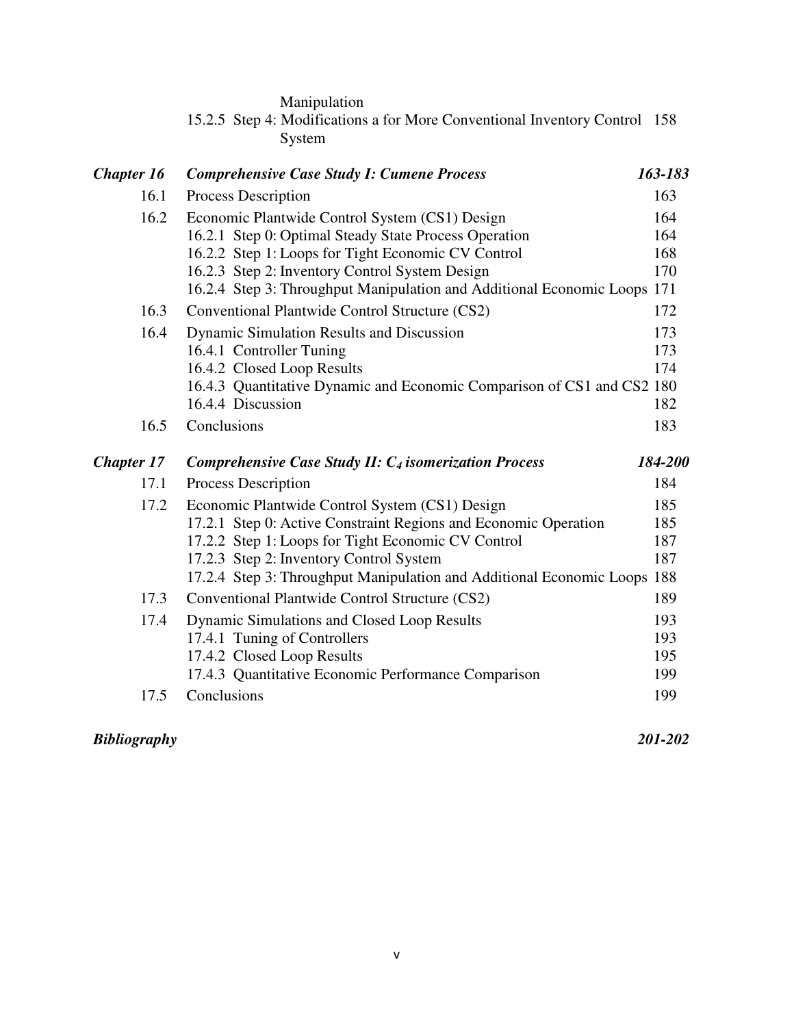Manipulation

15.2.5 Step 4: Modifications a for More Conventional Inventory Control System 158

| | | |
|---|---|---|
| ***Chapter 16*** | ***Comprehensive Case Study I: Cumene Process*** | ***163-183*** |
| 16.1 | Process Description | 163 |
| 16.2 | Economic Plantwide Control System (CS1) Design | 164 |
| | 16.2.1 Step 0: Optimal Steady State Process Operation | 164 |
| | 16.2.2 Step 1: Loops for Tight Economic CV Control | 168 |
| | 16.2.3 Step 2: Inventory Control System Design | 170 |
| | 16.2.4 Step 3: Throughput Manipulation and Additional Economic Loops | 171 |
| 16.3 | Conventional Plantwide Control Structure (CS2) | 172 |
| 16.4 | Dynamic Simulation Results and Discussion | 173 |
| | 16.4.1 Controller Tuning | 173 |
| | 16.4.2 Closed Loop Results | 174 |
| | 16.4.3 Quantitative Dynamic and Economic Comparison of CS1 and CS2 | 180 |
| | 16.4.4 Discussion | 182 |
| 16.5 | Conclusions | 183 |
| ***Chapter 17*** | ***Comprehensive Case Study II: $C_4$ isomerization Process*** | ***184-200*** |
| 17.1 | Process Description | 184 |
| 17.2 | Economic Plantwide Control System (CS1) Design | 185 |
| | 17.2.1 Step 0: Active Constraint Regions and Economic Operation | 185 |
| | 17.2.2 Step 1: Loops for Tight Economic CV Control | 187 |
| | 17.2.3 Step 2: Inventory Control System | 187 |
| | 17.2.4 Step 3: Throughput Manipulation and Additional Economic Loops | 188 |
| 17.3 | Conventional Plantwide Control Structure (CS2) | 189 |
| 17.4 | Dynamic Simulations and Closed Loop Results | 193 |
| | 17.4.1 Tuning of Controllers | 193 |
| | 17.4.2 Closed Loop Results | 195 |
| | 17.4.3 Quantitative Economic Performance Comparison | 199 |
| 17.5 | Conclusions | 199 |

***Bibliography*** ***201-202***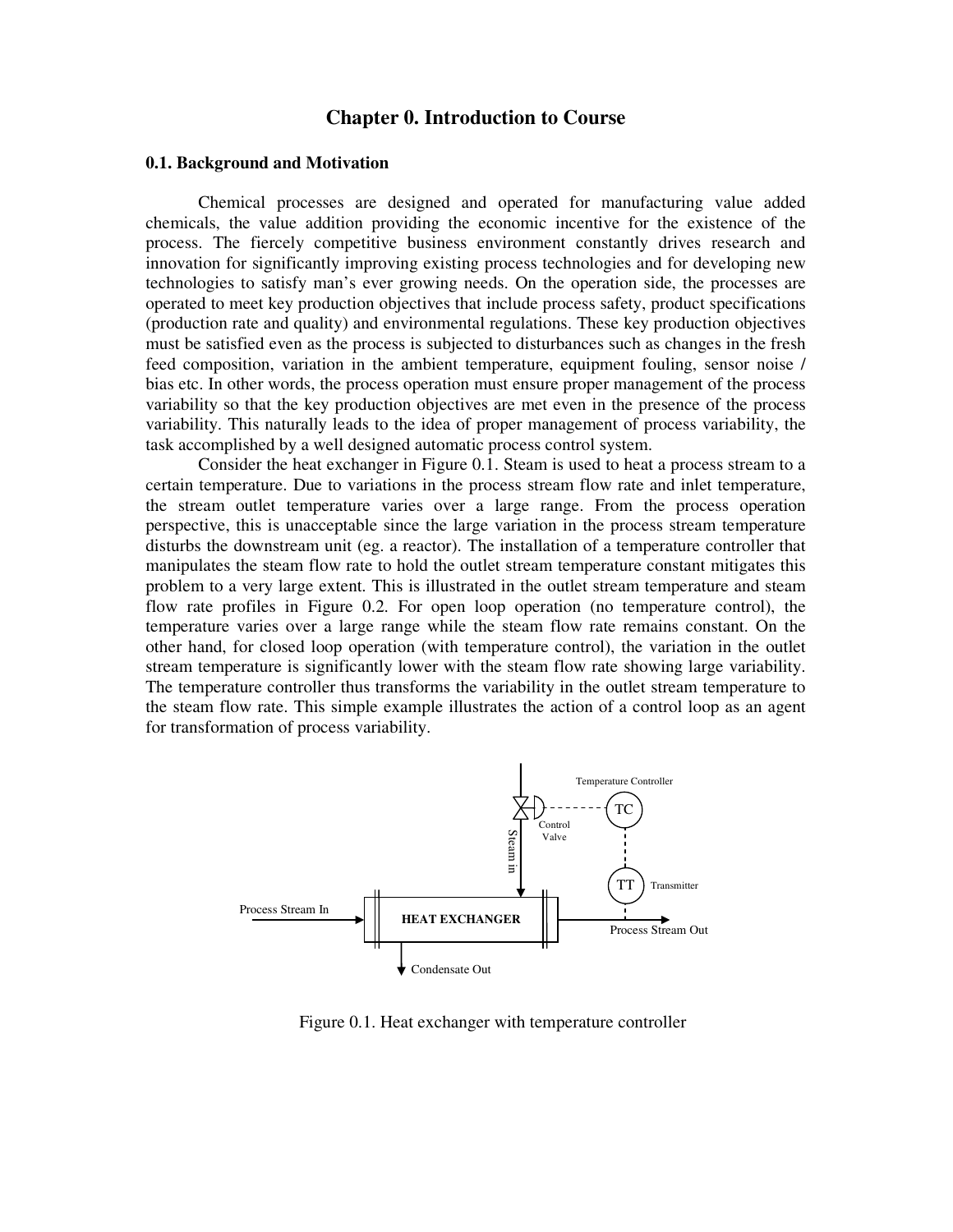# Chapter 0. Introduction to Course

## 0.1. Background and Motivation

Chemical processes are designed and operated for manufacturing value added chemicals, the value addition providing the economic incentive for the existence of the process. The fiercely competitive business environment constantly drives research and innovation for significantly improving existing process technologies and for developing new technologies to satisfy man's ever growing needs. On the operation side, the processes are operated to meet key production objectives that include process safety, product specifications (production rate and quality) and environmental regulations. These key production objectives must be satisfied even as the process is subjected to disturbances such as changes in the fresh feed composition, variation in the ambient temperature, equipment fouling, sensor noise / bias etc. In other words, the process operation must ensure proper management of the process variability so that the key production objectives are met even in the presence of the process variability. This naturally leads to the idea of proper management of process variability, the task accomplished by a well designed automatic process control system.

Consider the heat exchanger in Figure 0.1. Steam is used to heat a process stream to a certain temperature. Due to variations in the process stream flow rate and inlet temperature, the stream outlet temperature varies over a large range. From the process operation perspective, this is unacceptable since the large variation in the process stream temperature disturbs the downstream unit (eg. a reactor). The installation of a temperature controller that manipulates the steam flow rate to hold the outlet stream temperature constant mitigates this problem to a very large extent. This is illustrated in the outlet stream temperature and steam flow rate profiles in Figure 0.2. For open loop operation (no temperature control), the temperature varies over a large range while the steam flow rate remains constant. On the other hand, for closed loop operation (with temperature control), the variation in the outlet stream temperature is significantly lower with the steam flow rate showing large variability. The temperature controller thus transforms the variability in the outlet stream temperature to the steam flow rate. This simple example illustrates the action of a control loop as an agent for transformation of process variability.

Temperature Controller
TC
Control Valve
Steam in
TT
Transmitter
Process Stream In
HEAT EXCHANGER
Process Stream Out
Condensate Out

Figure 0.1. Heat exchanger with temperature controller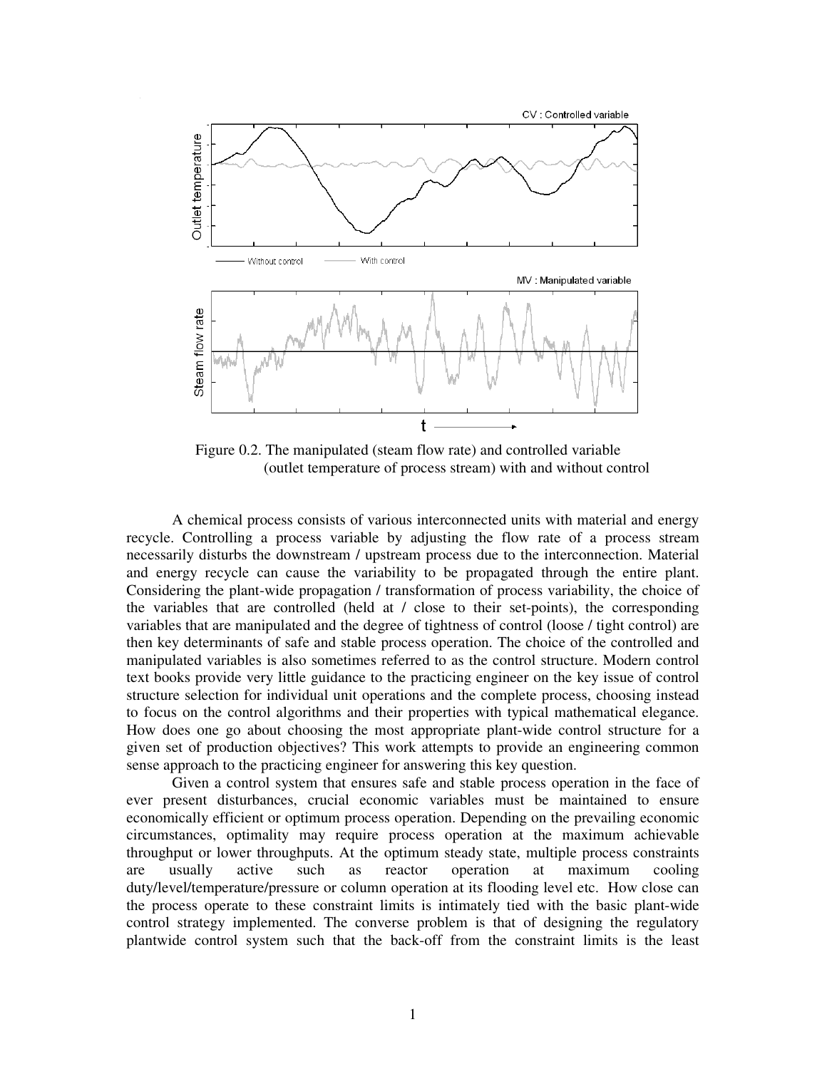CV : Controlled variable

Outlet temperature

Without control

With control

MV : Manipulated variable

Steam flow rate

t

Figure 0.2. The manipulated (steam flow rate) and controlled variable (outlet temperature of process stream) with and without control

A chemical process consists of various interconnected units with material and energy recycle. Controlling a process variable by adjusting the flow rate of a process stream necessarily disturbs the downstream / upstream process due to the interconnection. Material and energy recycle can cause the variability to be propagated through the entire plant. Considering the plant-wide propagation / transformation of process variability, the choice of the variables that are controlled (held at / close to their set-points), the corresponding variables that are manipulated and the degree of tightness of control (loose / tight control) are then key determinants of safe and stable process operation. The choice of the controlled and manipulated variables is also sometimes referred to as the control structure. Modern control text books provide very little guidance to the practicing engineer on the key issue of control structure selection for individual unit operations and the complete process, choosing instead to focus on the control algorithms and their properties with typical mathematical elegance. How does one go about choosing the most appropriate plant-wide control structure for a given set of production objectives? This work attempts to provide an engineering common sense approach to the practicing engineer for answering this key question.

Given a control system that ensures safe and stable process operation in the face of ever present disturbances, crucial economic variables must be maintained to ensure economically efficient or optimum process operation. Depending on the prevailing economic circumstances, optimality may require process operation at the maximum achievable throughput or lower throughputs. At the optimum steady state, multiple process constraints are usually active such as reactor operation at maximum cooling duty/level/temperature/pressure or column operation at its flooding level etc. How close can the process operate to these constraint limits is intimately tied with the basic plant-wide control strategy implemented. The converse problem is that of designing the regulatory plantwide control system such that the back-off from the constraint limits is the least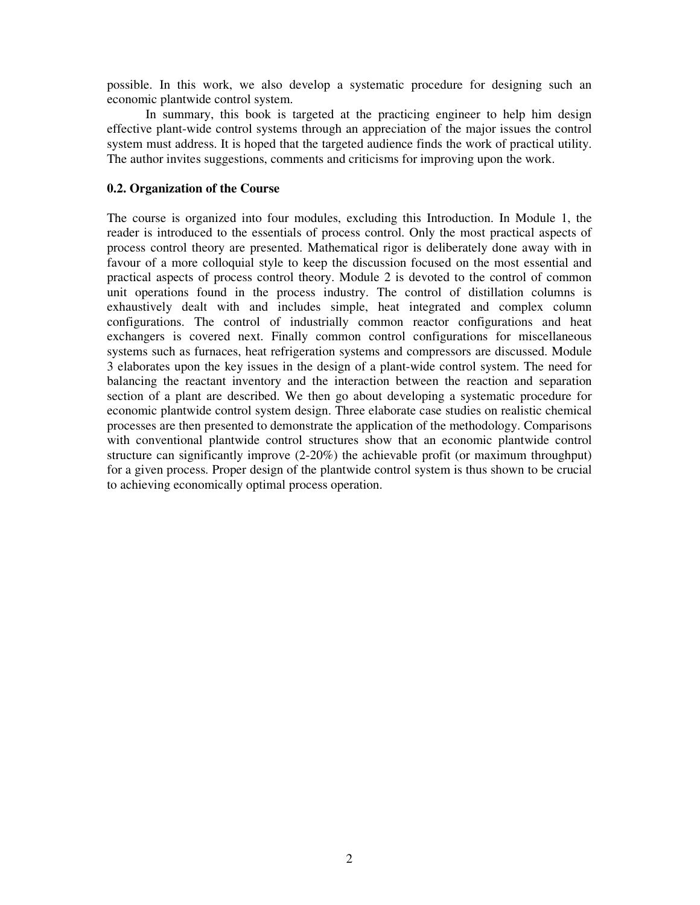possible. In this work, we also develop a systematic procedure for designing such an economic plantwide control system.

In summary, this book is targeted at the practicing engineer to help him design effective plant-wide control systems through an appreciation of the major issues the control system must address. It is hoped that the targeted audience finds the work of practical utility. The author invites suggestions, comments and criticisms for improving upon the work.

### 0.2. Organization of the Course

The course is organized into four modules, excluding this Introduction. In Module 1, the reader is introduced to the essentials of process control. Only the most practical aspects of process control theory are presented. Mathematical rigor is deliberately done away with in favour of a more colloquial style to keep the discussion focused on the most essential and practical aspects of process control theory. Module 2 is devoted to the control of common unit operations found in the process industry. The control of distillation columns is exhaustively dealt with and includes simple, heat integrated and complex column configurations. The control of industrially common reactor configurations and heat exchangers is covered next. Finally common control configurations for miscellaneous systems such as furnaces, heat refrigeration systems and compressors are discussed. Module 3 elaborates upon the key issues in the design of a plant-wide control system. The need for balancing the reactant inventory and the interaction between the reaction and separation section of a plant are described. We then go about developing a systematic procedure for economic plantwide control system design. Three elaborate case studies on realistic chemical processes are then presented to demonstrate the application of the methodology. Comparisons with conventional plantwide control structures show that an economic plantwide control structure can significantly improve (2-20%) the achievable profit (or maximum throughput) for a given process. Proper design of the plantwide control system is thus shown to be crucial to achieving economically optimal process operation.